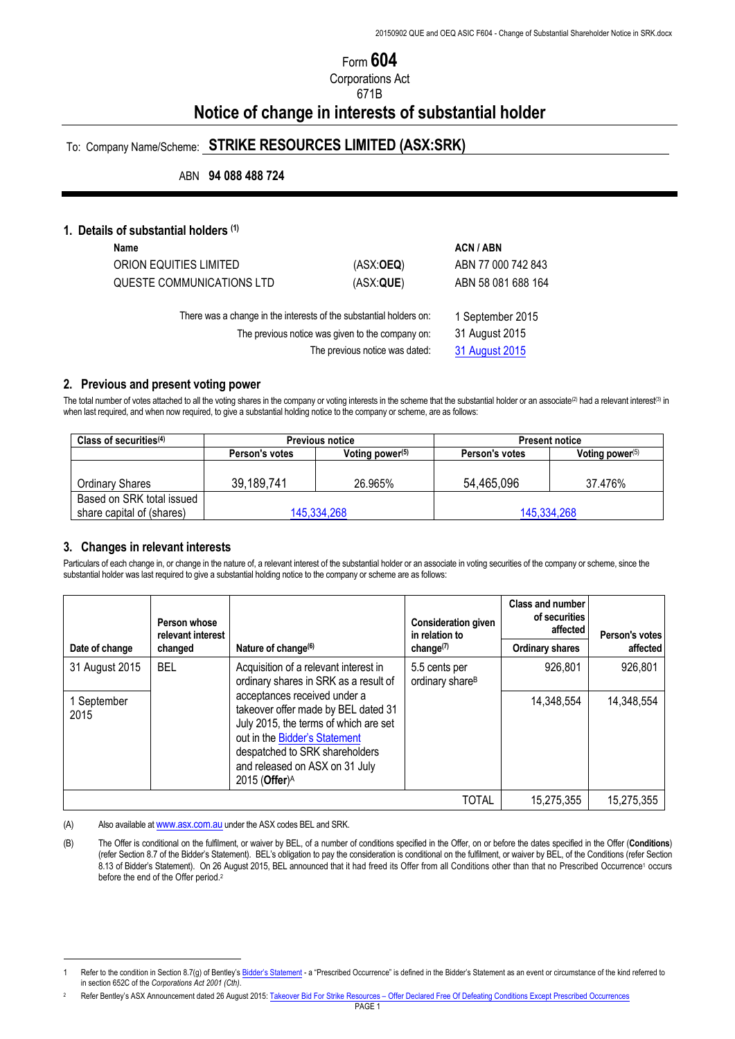# Form 604

Corporations Act
671B

# Notice of change in interests of substantial holder

To: Company Name/Scheme: **STRIKE RESOURCES LIMITED (ASX:SRK)**

ABN **94 088 488 724**

## 1. Details of substantial holders [(1)]

| Name | | ACN / ABN |
|---|---|---|
| ORION EQUITIES LIMITED | (ASX:**OEQ**) | ABN 77 000 742 843 |
| QUESTE COMMUNICATIONS LTD | (ASX:**QUE**) | ABN 58 081 688 164 |

| | |
|---|---|
| There was a change in the interests of the substantial holders on: | 1 September 2015 |
| The previous notice was given to the company on: | 31 August 2015 |
| The previous notice was dated: | 31 August 2015 |

## 2. Previous and present voting power

The total number of votes attached to all the voting shares in the company or voting interests in the scheme that the substantial holder or an associate[(2)] had a relevant interest[(3)] in when last required, and when now required, to give a substantial holding notice to the company or scheme, are as follows:

| Class of securities[(4)] | Previous notice | | Present notice | |
|---|---|---|---|---|
| | Person's votes | Voting power[(5)] | Person's votes | Voting power[(5)] |
| Ordinary Shares | 39,189,741 | 26.965% | 54,465,096 | 37.476% |
| Based on SRK total issued share capital of (shares) | 145,334,268 | | 145,334,268 | |

## 3. Changes in relevant interests

Particulars of each change in, or change in the nature of, a relevant interest of the substantial holder or an associate in voting securities of the company or scheme, since the substantial holder was last required to give a substantial holding notice to the company or scheme are as follows:

| Date of change | Person whose relevant interest changed | Nature of change[(6)] | Consideration given in relation to change[(7)] | Class and number of securities affected: Ordinary shares | Person's votes affected |
|---|---|---|---|---|---|
| 31 August 2015 | BEL | Acquisition of a relevant interest in ordinary shares in SRK as a result of acceptances received under a takeover offer made by BEL dated 31 July 2015, the terms of which are set out in the Bidder's Statement despatched to SRK shareholders and released on ASX on 31 July 2015 (**Offer**)[A] | 5.5 cents per ordinary share[B] | 926,801 | 926,801 |
| 1 September 2015 | | | | 14,348,554 | 14,348,554 |
| | | | TOTAL | 15,275,355 | 15,275,355 |

(A) Also available at www.asx.com.au under the ASX codes BEL and SRK.

(B) The Offer is conditional on the fulfilment, or waiver by BEL, of a number of conditions specified in the Offer, on or before the dates specified in the Offer (**Conditions**) (refer Section 8.7 of the Bidder's Statement). BEL's obligation to pay the consideration is conditional on the fulfilment, or waiver by BEL, of the Conditions (refer Section 8.13 of Bidder's Statement). On 26 August 2015, BEL announced that it had freed its Offer from all Conditions other than that no Prescribed Occurrence[1] occurs before the end of the Offer period.[2]

---

1 Refer to the condition in Section 8.7(g) of Bentley's Bidder's Statement - a "Prescribed Occurrence" is defined in the Bidder's Statement as an event or circumstance of the kind referred to in section 652C of the *Corporations Act 2001 (Cth)*.

2 Refer Bentley's ASX Announcement dated 26 August 2015: Takeover Bid For Strike Resources – Offer Declared Free Of Defeating Conditions Except Prescribed Occurrences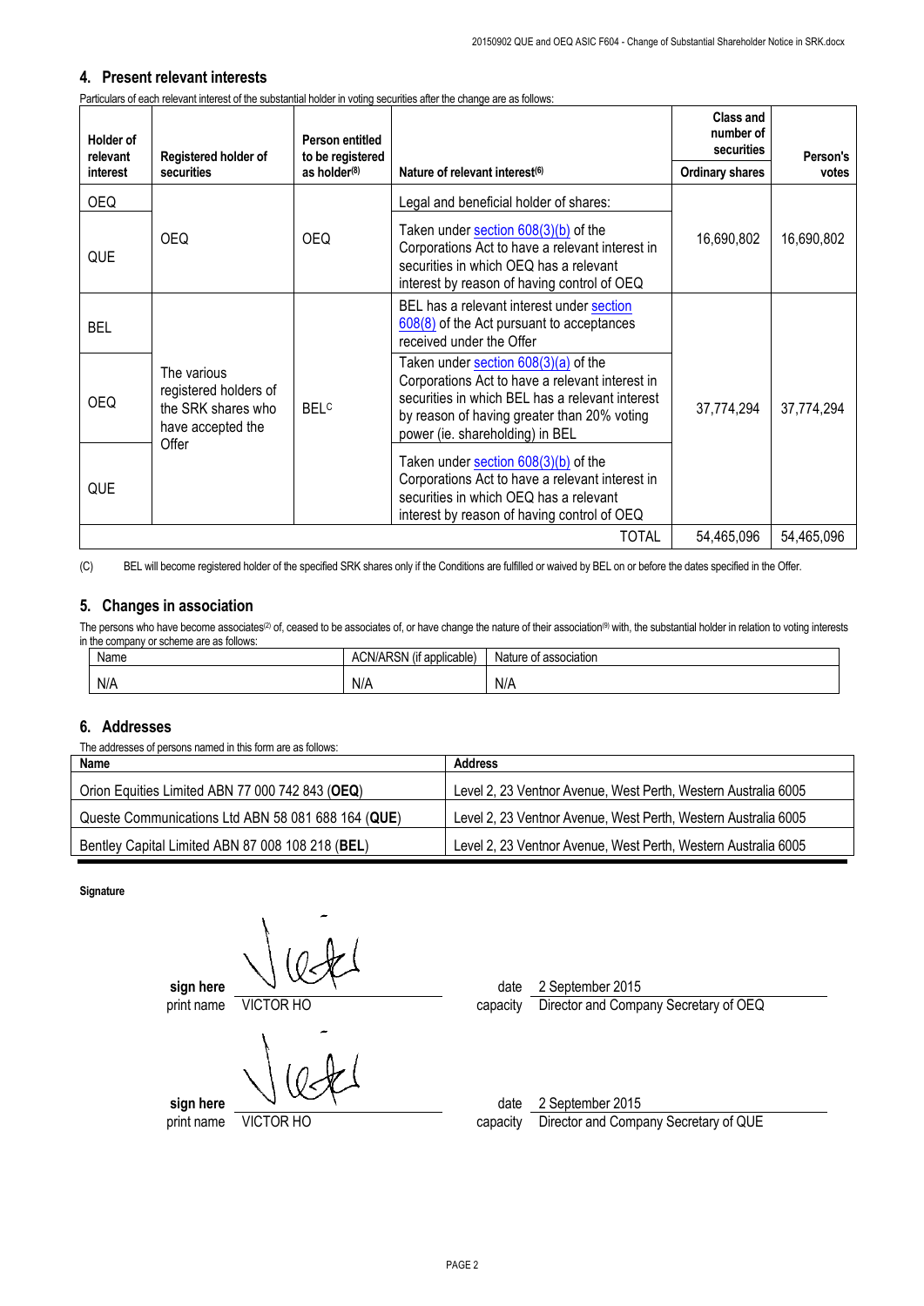## 4. Present relevant interests

Particulars of each relevant interest of the substantial holder in voting securities after the change are as follows:

| Holder of relevant interest | Registered holder of securities | Person entitled to be registered as holder[(8)] | Nature of relevant interest[(6)] | Class and number of securities | Person's votes |
|---|---|---|---|---|---|
| | | | | Ordinary shares | |
| OEQ | OEQ | OEQ | Legal and beneficial holder of shares: | 16,690,802 | 16,690,802 |
| QUE | | | Taken under section 608(3)(b) of the Corporations Act to have a relevant interest in securities in which OEQ has a relevant interest by reason of having control of OEQ | | |
| BEL | The various registered holders of the SRK shares who have accepted the Offer | BEL[C] | BEL has a relevant interest under section 608(8) of the Act pursuant to acceptances received under the Offer | 37,774,294 | 37,774,294 |
| OEQ | | | Taken under section 608(3)(a) of the Corporations Act to have a relevant interest in securities in which BEL has a relevant interest by reason of having greater than 20% voting power (ie. shareholding) in BEL | | |
| QUE | | | Taken under section 608(3)(b) of the Corporations Act to have a relevant interest in securities in which OEQ has a relevant interest by reason of having control of OEQ | | |
| | | | TOTAL | 54,465,096 | 54,465,096 |

(C) BEL will become registered holder of the specified SRK shares only if the Conditions are fulfilled or waived by BEL on or before the dates specified in the Offer.

## 5. Changes in association

The persons who have become associates[(2)] of, ceased to be associates of, or have change the nature of their association[(9)] with, the substantial holder in relation to voting interests in the company or scheme are as follows:

| Name | ACN/ARSN (if applicable) | Nature of association |
|---|---|---|
| N/A | N/A | N/A |

## 6. Addresses

The addresses of persons named in this form are as follows:

| Name | Address |
|---|---|
| Orion Equities Limited ABN 77 000 742 843 (**OEQ**) | Level 2, 23 Ventnor Avenue, West Perth, Western Australia 6005 |
| Queste Communications Ltd ABN 58 081 688 164 (**QUE**) | Level 2, 23 Ventnor Avenue, West Perth, Western Australia 6005 |
| Bentley Capital Limited ABN 87 008 108 218 (**BEL**) | Level 2, 23 Ventnor Avenue, West Perth, Western Australia 6005 |

**Signature**

**sign here** [signature]
print name VICTOR HO
date 2 September 2015
capacity Director and Company Secretary of OEQ

**sign here** [signature]
print name VICTOR HO
date 2 September 2015
capacity Director and Company Secretary of QUE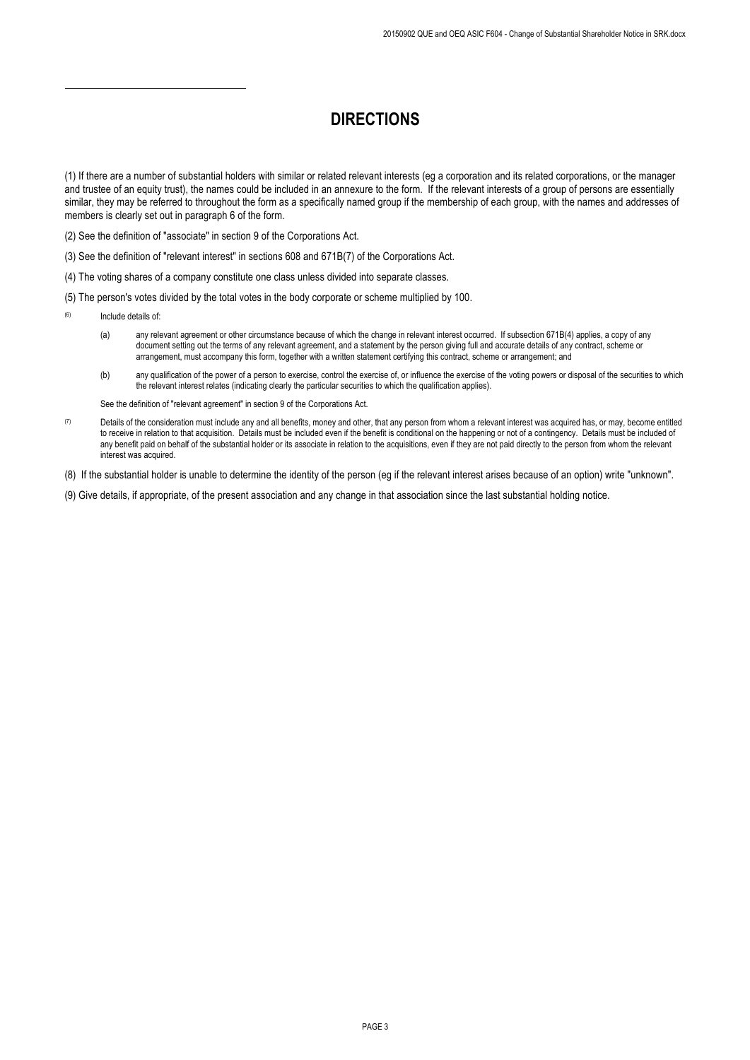# DIRECTIONS

(1) If there are a number of substantial holders with similar or related relevant interests (eg a corporation and its related corporations, or the manager and trustee of an equity trust), the names could be included in an annexure to the form. If the relevant interests of a group of persons are essentially similar, they may be referred to throughout the form as a specifically named group if the membership of each group, with the names and addresses of members is clearly set out in paragraph 6 of the form.

(2) See the definition of "associate" in section 9 of the Corporations Act.

(3) See the definition of "relevant interest" in sections 608 and 671B(7) of the Corporations Act.

(4) The voting shares of a company constitute one class unless divided into separate classes.

(5) The person's votes divided by the total votes in the body corporate or scheme multiplied by 100.

(6) Include details of:

(a) any relevant agreement or other circumstance because of which the change in relevant interest occurred. If subsection 671B(4) applies, a copy of any document setting out the terms of any relevant agreement, and a statement by the person giving full and accurate details of any contract, scheme or arrangement, must accompany this form, together with a written statement certifying this contract, scheme or arrangement; and

(b) any qualification of the power of a person to exercise, control the exercise of, or influence the exercise of the voting powers or disposal of the securities to which the relevant interest relates (indicating clearly the particular securities to which the qualification applies).

See the definition of "relevant agreement" in section 9 of the Corporations Act.

(7) Details of the consideration must include any and all benefits, money and other, that any person from whom a relevant interest was acquired has, or may, become entitled to receive in relation to that acquisition. Details must be included even if the benefit is conditional on the happening or not of a contingency. Details must be included of any benefit paid on behalf of the substantial holder or its associate in relation to the acquisitions, even if they are not paid directly to the person from whom the relevant interest was acquired.

(8) If the substantial holder is unable to determine the identity of the person (eg if the relevant interest arises because of an option) write "unknown".

(9) Give details, if appropriate, of the present association and any change in that association since the last substantial holding notice.